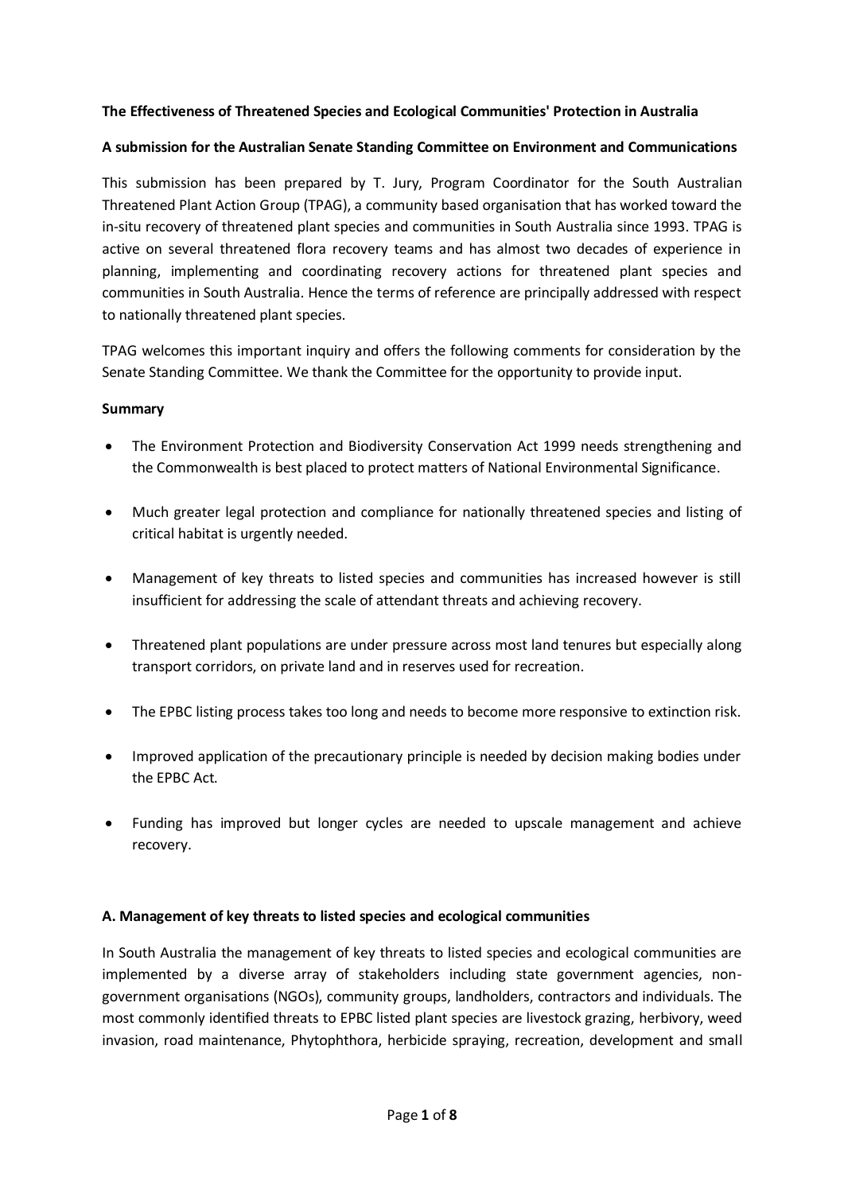**The Effectiveness of Threatened Species and Ecological Communities' Protection in Australia**

**A submission for the Australian Senate Standing Committee on Environment and Communications**

This submission has been prepared by T. Jury, Program Coordinator for the South Australian Threatened Plant Action Group (TPAG), a community based organisation that has worked toward the in-situ recovery of threatened plant species and communities in South Australia since 1993. TPAG is active on several threatened flora recovery teams and has almost two decades of experience in planning, implementing and coordinating recovery actions for threatened plant species and communities in South Australia. Hence the terms of reference are principally addressed with respect to nationally threatened plant species.

TPAG welcomes this important inquiry and offers the following comments for consideration by the Senate Standing Committee. We thank the Committee for the opportunity to provide input.

**Summary**

- The Environment Protection and Biodiversity Conservation Act 1999 needs strengthening and the Commonwealth is best placed to protect matters of National Environmental Significance.
- Much greater legal protection and compliance for nationally threatened species and listing of critical habitat is urgently needed.
- Management of key threats to listed species and communities has increased however is still insufficient for addressing the scale of attendant threats and achieving recovery.
- Threatened plant populations are under pressure across most land tenures but especially along transport corridors, on private land and in reserves used for recreation.
- The EPBC listing process takes too long and needs to become more responsive to extinction risk.
- Improved application of the precautionary principle is needed by decision making bodies under the EPBC Act.
- Funding has improved but longer cycles are needed to upscale management and achieve recovery.

**A. Management of key threats to listed species and ecological communities**

In South Australia the management of key threats to listed species and ecological communities are implemented by a diverse array of stakeholders including state government agencies, non-government organisations (NGOs), community groups, landholders, contractors and individuals. The most commonly identified threats to EPBC listed plant species are livestock grazing, herbivory, weed invasion, road maintenance, Phytophthora, herbicide spraying, recreation, development and small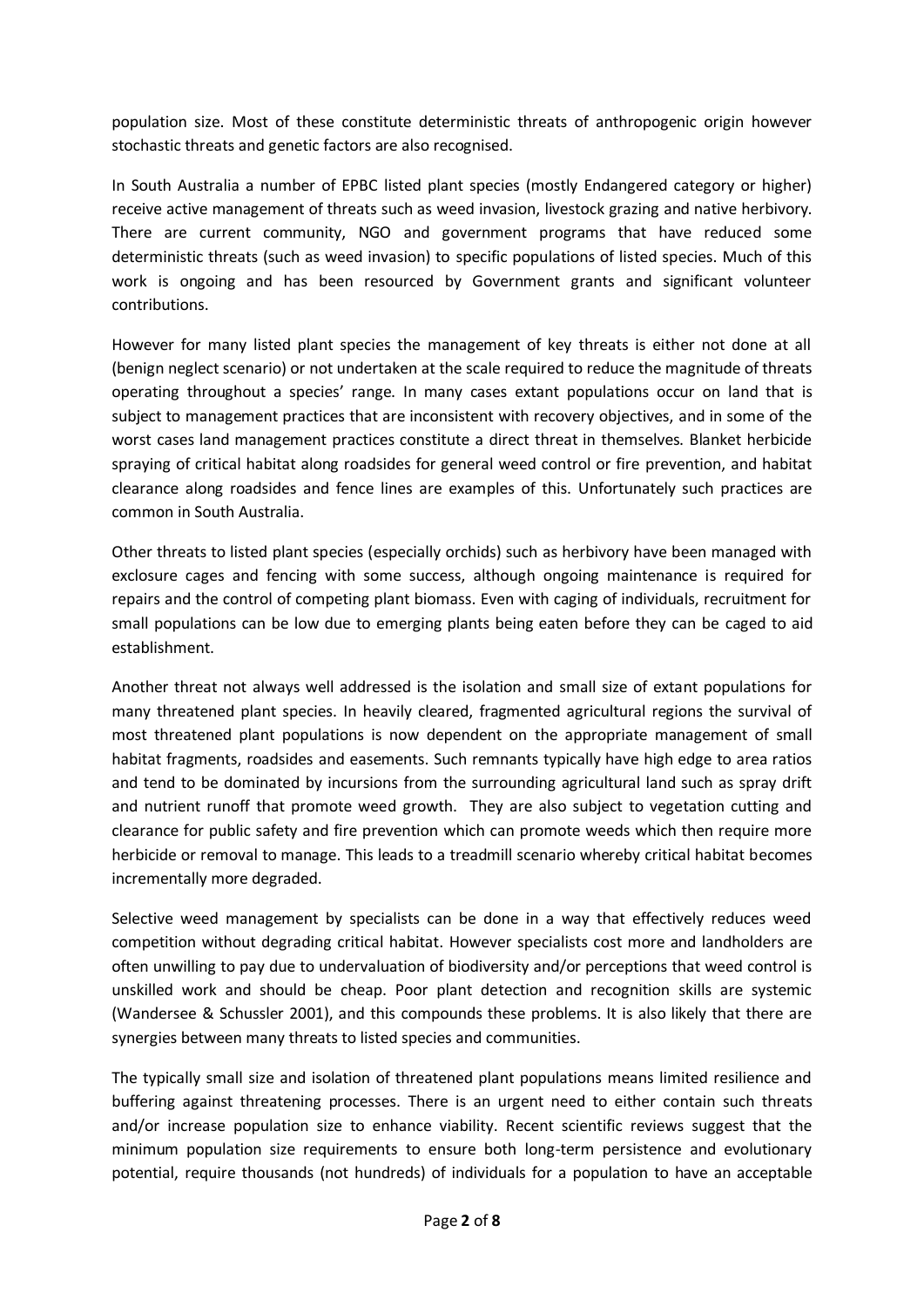population size. Most of these constitute deterministic threats of anthropogenic origin however stochastic threats and genetic factors are also recognised.

In South Australia a number of EPBC listed plant species (mostly Endangered category or higher) receive active management of threats such as weed invasion, livestock grazing and native herbivory. There are current community, NGO and government programs that have reduced some deterministic threats (such as weed invasion) to specific populations of listed species. Much of this work is ongoing and has been resourced by Government grants and significant volunteer contributions.

However for many listed plant species the management of key threats is either not done at all (benign neglect scenario) or not undertaken at the scale required to reduce the magnitude of threats operating throughout a species' range. In many cases extant populations occur on land that is subject to management practices that are inconsistent with recovery objectives, and in some of the worst cases land management practices constitute a direct threat in themselves. Blanket herbicide spraying of critical habitat along roadsides for general weed control or fire prevention, and habitat clearance along roadsides and fence lines are examples of this. Unfortunately such practices are common in South Australia.

Other threats to listed plant species (especially orchids) such as herbivory have been managed with exclosure cages and fencing with some success, although ongoing maintenance is required for repairs and the control of competing plant biomass. Even with caging of individuals, recruitment for small populations can be low due to emerging plants being eaten before they can be caged to aid establishment.

Another threat not always well addressed is the isolation and small size of extant populations for many threatened plant species. In heavily cleared, fragmented agricultural regions the survival of most threatened plant populations is now dependent on the appropriate management of small habitat fragments, roadsides and easements. Such remnants typically have high edge to area ratios and tend to be dominated by incursions from the surrounding agricultural land such as spray drift and nutrient runoff that promote weed growth. They are also subject to vegetation cutting and clearance for public safety and fire prevention which can promote weeds which then require more herbicide or removal to manage. This leads to a treadmill scenario whereby critical habitat becomes incrementally more degraded.

Selective weed management by specialists can be done in a way that effectively reduces weed competition without degrading critical habitat. However specialists cost more and landholders are often unwilling to pay due to undervaluation of biodiversity and/or perceptions that weed control is unskilled work and should be cheap. Poor plant detection and recognition skills are systemic (Wandersee & Schussler 2001), and this compounds these problems. It is also likely that there are synergies between many threats to listed species and communities.

The typically small size and isolation of threatened plant populations means limited resilience and buffering against threatening processes. There is an urgent need to either contain such threats and/or increase population size to enhance viability. Recent scientific reviews suggest that the minimum population size requirements to ensure both long-term persistence and evolutionary potential, require thousands (not hundreds) of individuals for a population to have an acceptable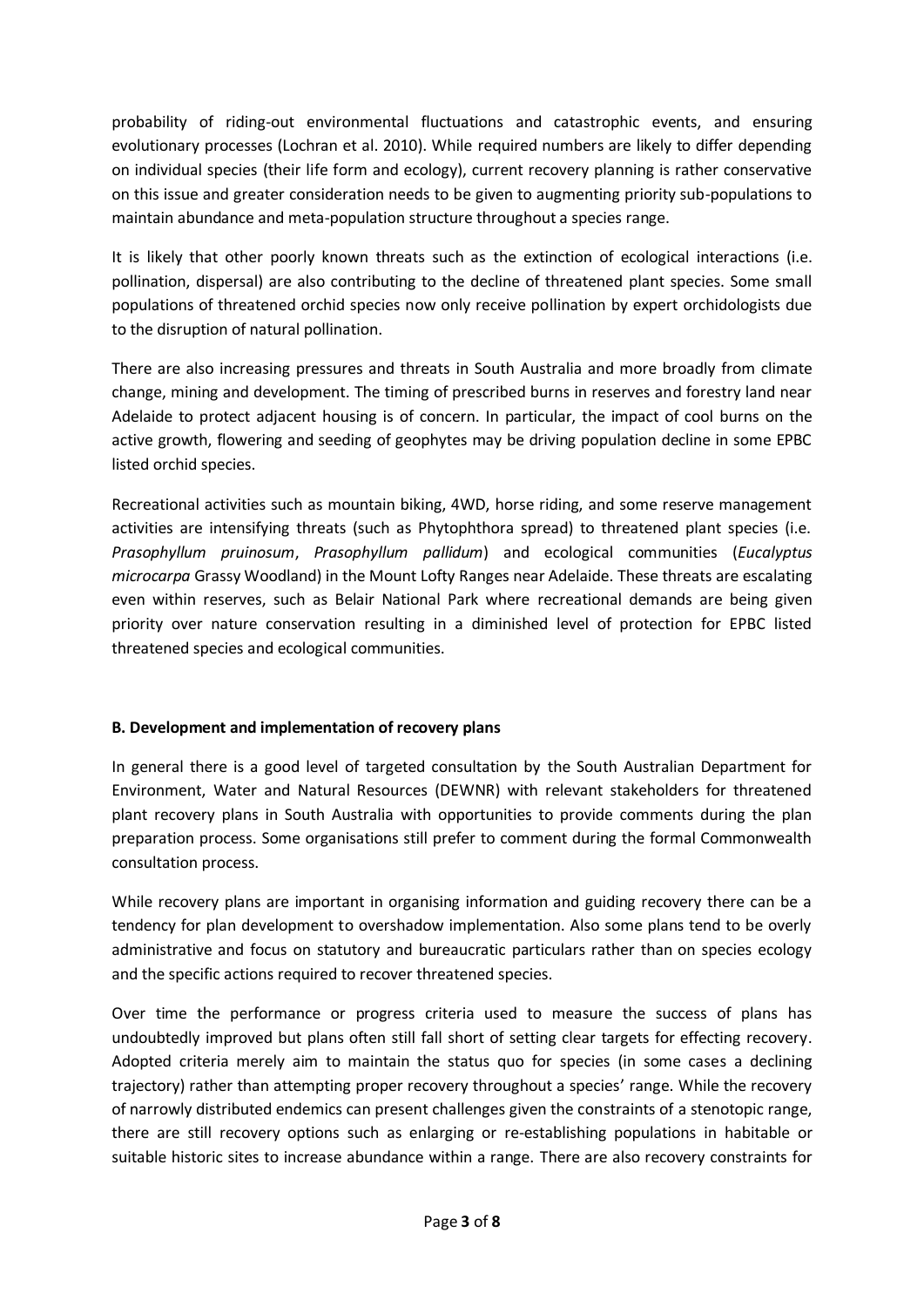probability of riding-out environmental fluctuations and catastrophic events, and ensuring evolutionary processes (Lochran et al. 2010). While required numbers are likely to differ depending on individual species (their life form and ecology), current recovery planning is rather conservative on this issue and greater consideration needs to be given to augmenting priority sub-populations to maintain abundance and meta-population structure throughout a species range.

It is likely that other poorly known threats such as the extinction of ecological interactions (i.e. pollination, dispersal) are also contributing to the decline of threatened plant species. Some small populations of threatened orchid species now only receive pollination by expert orchidologists due to the disruption of natural pollination.

There are also increasing pressures and threats in South Australia and more broadly from climate change, mining and development. The timing of prescribed burns in reserves and forestry land near Adelaide to protect adjacent housing is of concern. In particular, the impact of cool burns on the active growth, flowering and seeding of geophytes may be driving population decline in some EPBC listed orchid species.

Recreational activities such as mountain biking, 4WD, horse riding, and some reserve management activities are intensifying threats (such as Phytophthora spread) to threatened plant species (i.e. *Prasophyllum pruinosum*, *Prasophyllum pallidum*) and ecological communities (*Eucalyptus microcarpa* Grassy Woodland) in the Mount Lofty Ranges near Adelaide. These threats are escalating even within reserves, such as Belair National Park where recreational demands are being given priority over nature conservation resulting in a diminished level of protection for EPBC listed threatened species and ecological communities.

**B. Development and implementation of recovery plans**

In general there is a good level of targeted consultation by the South Australian Department for Environment, Water and Natural Resources (DEWNR) with relevant stakeholders for threatened plant recovery plans in South Australia with opportunities to provide comments during the plan preparation process. Some organisations still prefer to comment during the formal Commonwealth consultation process.

While recovery plans are important in organising information and guiding recovery there can be a tendency for plan development to overshadow implementation. Also some plans tend to be overly administrative and focus on statutory and bureaucratic particulars rather than on species ecology and the specific actions required to recover threatened species.

Over time the performance or progress criteria used to measure the success of plans has undoubtedly improved but plans often still fall short of setting clear targets for effecting recovery. Adopted criteria merely aim to maintain the status quo for species (in some cases a declining trajectory) rather than attempting proper recovery throughout a species' range. While the recovery of narrowly distributed endemics can present challenges given the constraints of a stenotopic range, there are still recovery options such as enlarging or re-establishing populations in habitable or suitable historic sites to increase abundance within a range. There are also recovery constraints for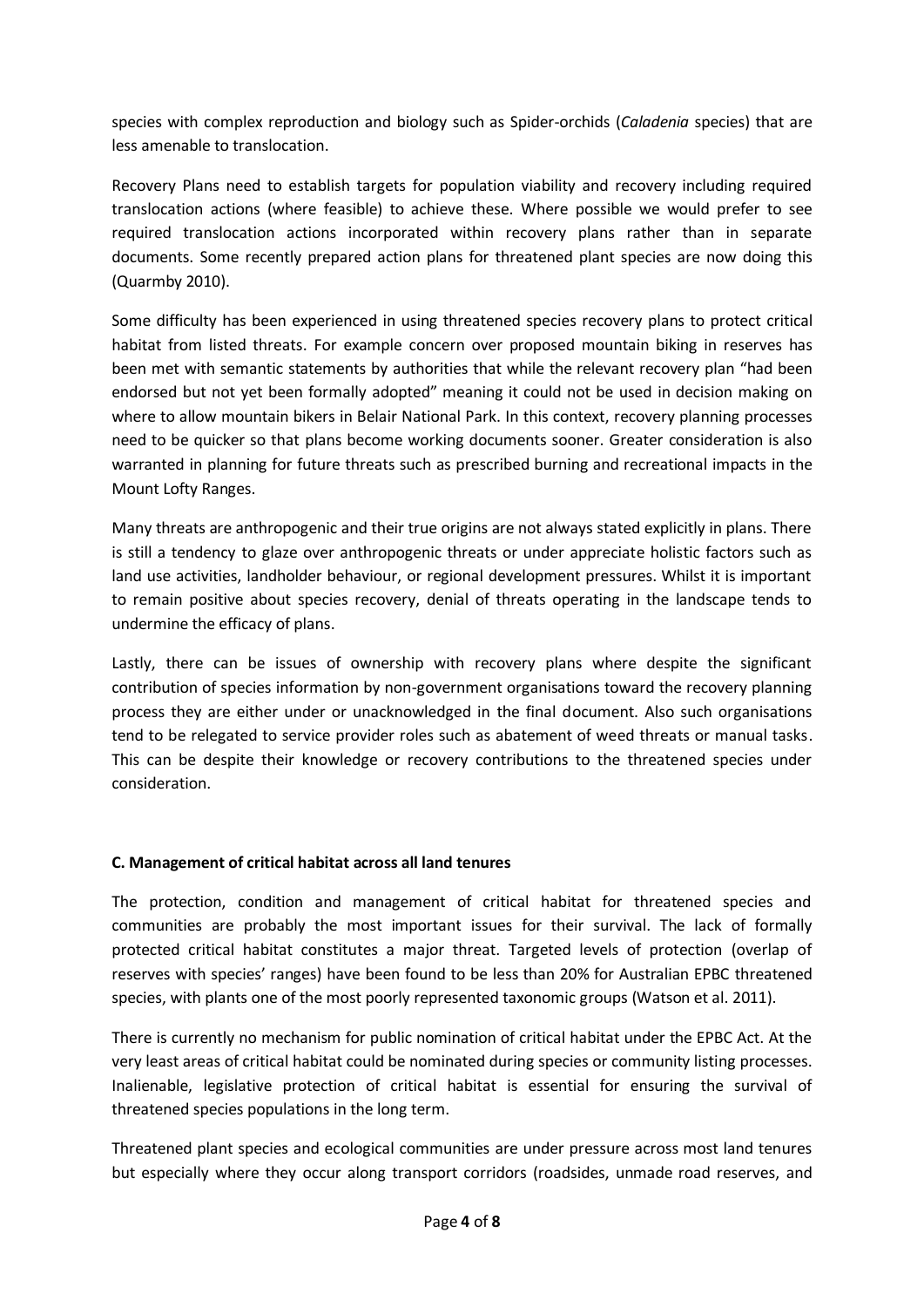species with complex reproduction and biology such as Spider-orchids (*Caladenia* species) that are less amenable to translocation.

Recovery Plans need to establish targets for population viability and recovery including required translocation actions (where feasible) to achieve these. Where possible we would prefer to see required translocation actions incorporated within recovery plans rather than in separate documents. Some recently prepared action plans for threatened plant species are now doing this (Quarmby 2010).

Some difficulty has been experienced in using threatened species recovery plans to protect critical habitat from listed threats. For example concern over proposed mountain biking in reserves has been met with semantic statements by authorities that while the relevant recovery plan "had been endorsed but not yet been formally adopted" meaning it could not be used in decision making on where to allow mountain bikers in Belair National Park. In this context, recovery planning processes need to be quicker so that plans become working documents sooner. Greater consideration is also warranted in planning for future threats such as prescribed burning and recreational impacts in the Mount Lofty Ranges.

Many threats are anthropogenic and their true origins are not always stated explicitly in plans. There is still a tendency to glaze over anthropogenic threats or under appreciate holistic factors such as land use activities, landholder behaviour, or regional development pressures. Whilst it is important to remain positive about species recovery, denial of threats operating in the landscape tends to undermine the efficacy of plans.

Lastly, there can be issues of ownership with recovery plans where despite the significant contribution of species information by non-government organisations toward the recovery planning process they are either under or unacknowledged in the final document. Also such organisations tend to be relegated to service provider roles such as abatement of weed threats or manual tasks. This can be despite their knowledge or recovery contributions to the threatened species under consideration.

### C. Management of critical habitat across all land tenures

The protection, condition and management of critical habitat for threatened species and communities are probably the most important issues for their survival. The lack of formally protected critical habitat constitutes a major threat. Targeted levels of protection (overlap of reserves with species' ranges) have been found to be less than 20% for Australian EPBC threatened species, with plants one of the most poorly represented taxonomic groups (Watson et al. 2011).

There is currently no mechanism for public nomination of critical habitat under the EPBC Act. At the very least areas of critical habitat could be nominated during species or community listing processes. Inalienable, legislative protection of critical habitat is essential for ensuring the survival of threatened species populations in the long term.

Threatened plant species and ecological communities are under pressure across most land tenures but especially where they occur along transport corridors (roadsides, unmade road reserves, and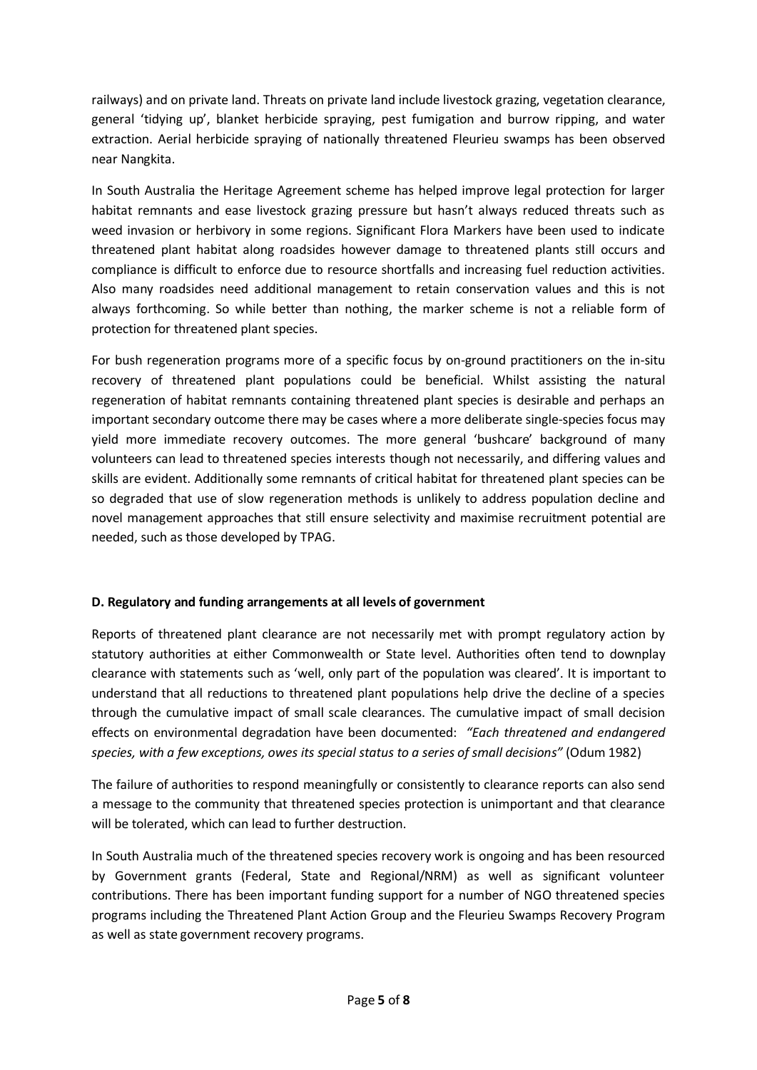railways) and on private land. Threats on private land include livestock grazing, vegetation clearance, general 'tidying up', blanket herbicide spraying, pest fumigation and burrow ripping, and water extraction. Aerial herbicide spraying of nationally threatened Fleurieu swamps has been observed near Nangkita.

In South Australia the Heritage Agreement scheme has helped improve legal protection for larger habitat remnants and ease livestock grazing pressure but hasn't always reduced threats such as weed invasion or herbivory in some regions. Significant Flora Markers have been used to indicate threatened plant habitat along roadsides however damage to threatened plants still occurs and compliance is difficult to enforce due to resource shortfalls and increasing fuel reduction activities. Also many roadsides need additional management to retain conservation values and this is not always forthcoming. So while better than nothing, the marker scheme is not a reliable form of protection for threatened plant species.

For bush regeneration programs more of a specific focus by on-ground practitioners on the in-situ recovery of threatened plant populations could be beneficial. Whilst assisting the natural regeneration of habitat remnants containing threatened plant species is desirable and perhaps an important secondary outcome there may be cases where a more deliberate single-species focus may yield more immediate recovery outcomes. The more general 'bushcare' background of many volunteers can lead to threatened species interests though not necessarily, and differing values and skills are evident. Additionally some remnants of critical habitat for threatened plant species can be so degraded that use of slow regeneration methods is unlikely to address population decline and novel management approaches that still ensure selectivity and maximise recruitment potential are needed, such as those developed by TPAG.

**D. Regulatory and funding arrangements at all levels of government**

Reports of threatened plant clearance are not necessarily met with prompt regulatory action by statutory authorities at either Commonwealth or State level. Authorities often tend to downplay clearance with statements such as 'well, only part of the population was cleared'. It is important to understand that all reductions to threatened plant populations help drive the decline of a species through the cumulative impact of small scale clearances. The cumulative impact of small decision effects on environmental degradation have been documented: *"Each threatened and endangered species, with a few exceptions, owes its special status to a series of small decisions"* (Odum 1982)

The failure of authorities to respond meaningfully or consistently to clearance reports can also send a message to the community that threatened species protection is unimportant and that clearance will be tolerated, which can lead to further destruction.

In South Australia much of the threatened species recovery work is ongoing and has been resourced by Government grants (Federal, State and Regional/NRM) as well as significant volunteer contributions. There has been important funding support for a number of NGO threatened species programs including the Threatened Plant Action Group and the Fleurieu Swamps Recovery Program as well as state government recovery programs.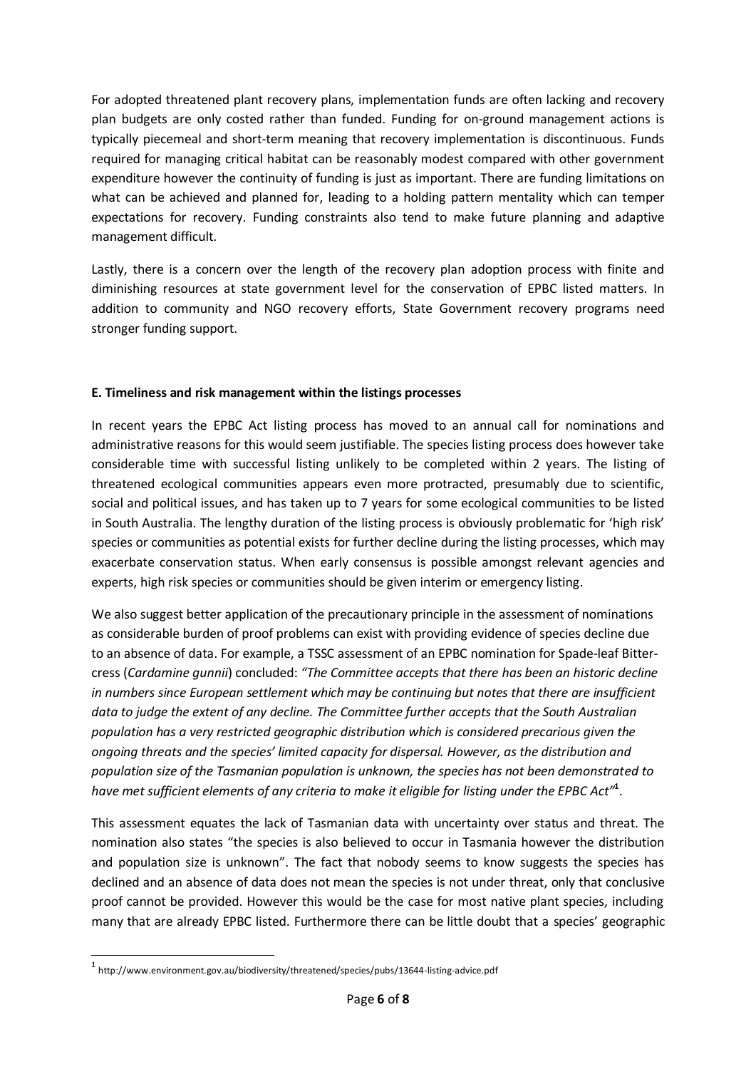For adopted threatened plant recovery plans, implementation funds are often lacking and recovery plan budgets are only costed rather than funded. Funding for on-ground management actions is typically piecemeal and short-term meaning that recovery implementation is discontinuous. Funds required for managing critical habitat can be reasonably modest compared with other government expenditure however the continuity of funding is just as important. There are funding limitations on what can be achieved and planned for, leading to a holding pattern mentality which can temper expectations for recovery. Funding constraints also tend to make future planning and adaptive management difficult.

Lastly, there is a concern over the length of the recovery plan adoption process with finite and diminishing resources at state government level for the conservation of EPBC listed matters. In addition to community and NGO recovery efforts, State Government recovery programs need stronger funding support.

**E. Timeliness and risk management within the listings processes**

In recent years the EPBC Act listing process has moved to an annual call for nominations and administrative reasons for this would seem justifiable. The species listing process does however take considerable time with successful listing unlikely to be completed within 2 years. The listing of threatened ecological communities appears even more protracted, presumably due to scientific, social and political issues, and has taken up to 7 years for some ecological communities to be listed in South Australia. The lengthy duration of the listing process is obviously problematic for 'high risk' species or communities as potential exists for further decline during the listing processes, which may exacerbate conservation status. When early consensus is possible amongst relevant agencies and experts, high risk species or communities should be given interim or emergency listing.

We also suggest better application of the precautionary principle in the assessment of nominations as considerable burden of proof problems can exist with providing evidence of species decline due to an absence of data. For example, a TSSC assessment of an EPBC nomination for Spade-leaf Bitter-cress (*Cardamine gunnii*) concluded: *"The Committee accepts that there has been an historic decline in numbers since European settlement which may be continuing but notes that there are insufficient data to judge the extent of any decline. The Committee further accepts that the South Australian population has a very restricted geographic distribution which is considered precarious given the ongoing threats and the species' limited capacity for dispersal. However, as the distribution and population size of the Tasmanian population is unknown, the species has not been demonstrated to have met sufficient elements of any criteria to make it eligible for listing under the EPBC Act"*[1].

This assessment equates the lack of Tasmanian data with uncertainty over status and threat. The nomination also states "the species is also believed to occur in Tasmania however the distribution and population size is unknown". The fact that nobody seems to know suggests the species has declined and an absence of data does not mean the species is not under threat, only that conclusive proof cannot be provided. However this would be the case for most native plant species, including many that are already EPBC listed. Furthermore there can be little doubt that a species' geographic

---

[1] http://www.environment.gov.au/biodiversity/threatened/species/pubs/13644-listing-advice.pdf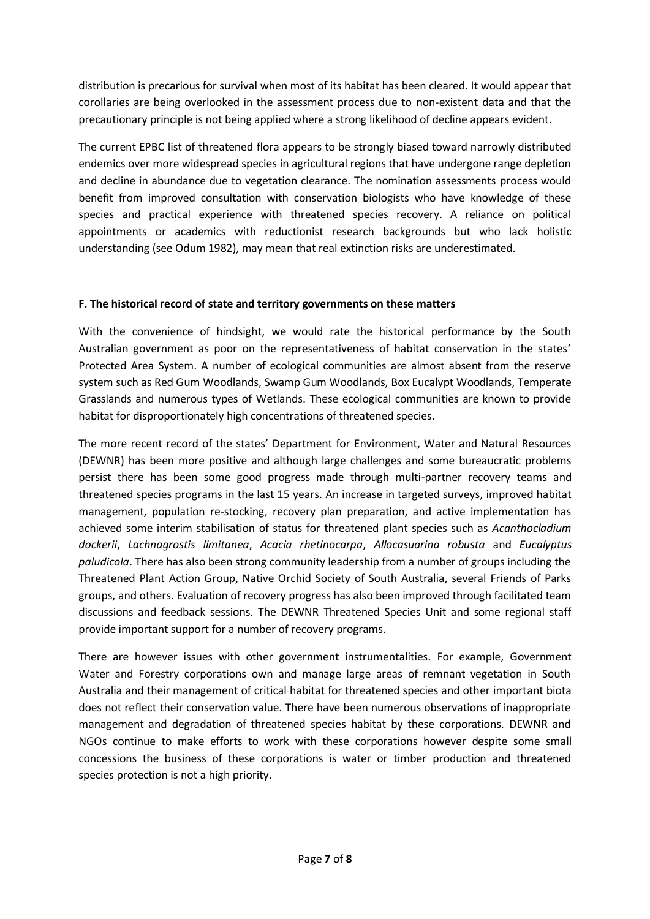distribution is precarious for survival when most of its habitat has been cleared. It would appear that corollaries are being overlooked in the assessment process due to non-existent data and that the precautionary principle is not being applied where a strong likelihood of decline appears evident.

The current EPBC list of threatened flora appears to be strongly biased toward narrowly distributed endemics over more widespread species in agricultural regions that have undergone range depletion and decline in abundance due to vegetation clearance. The nomination assessments process would benefit from improved consultation with conservation biologists who have knowledge of these species and practical experience with threatened species recovery. A reliance on political appointments or academics with reductionist research backgrounds but who lack holistic understanding (see Odum 1982), may mean that real extinction risks are underestimated.

### F. The historical record of state and territory governments on these matters

With the convenience of hindsight, we would rate the historical performance by the South Australian government as poor on the representativeness of habitat conservation in the states' Protected Area System. A number of ecological communities are almost absent from the reserve system such as Red Gum Woodlands, Swamp Gum Woodlands, Box Eucalypt Woodlands, Temperate Grasslands and numerous types of Wetlands. These ecological communities are known to provide habitat for disproportionately high concentrations of threatened species.

The more recent record of the states' Department for Environment, Water and Natural Resources (DEWNR) has been more positive and although large challenges and some bureaucratic problems persist there has been some good progress made through multi-partner recovery teams and threatened species programs in the last 15 years. An increase in targeted surveys, improved habitat management, population re-stocking, recovery plan preparation, and active implementation has achieved some interim stabilisation of status for threatened plant species such as *Acanthocladium dockerii*, *Lachnagrostis limitanea*, *Acacia rhetinocarpa*, *Allocasuarina robusta* and *Eucalyptus paludicola*. There has also been strong community leadership from a number of groups including the Threatened Plant Action Group, Native Orchid Society of South Australia, several Friends of Parks groups, and others. Evaluation of recovery progress has also been improved through facilitated team discussions and feedback sessions. The DEWNR Threatened Species Unit and some regional staff provide important support for a number of recovery programs.

There are however issues with other government instrumentalities. For example, Government Water and Forestry corporations own and manage large areas of remnant vegetation in South Australia and their management of critical habitat for threatened species and other important biota does not reflect their conservation value. There have been numerous observations of inappropriate management and degradation of threatened species habitat by these corporations. DEWNR and NGOs continue to make efforts to work with these corporations however despite some small concessions the business of these corporations is water or timber production and threatened species protection is not a high priority.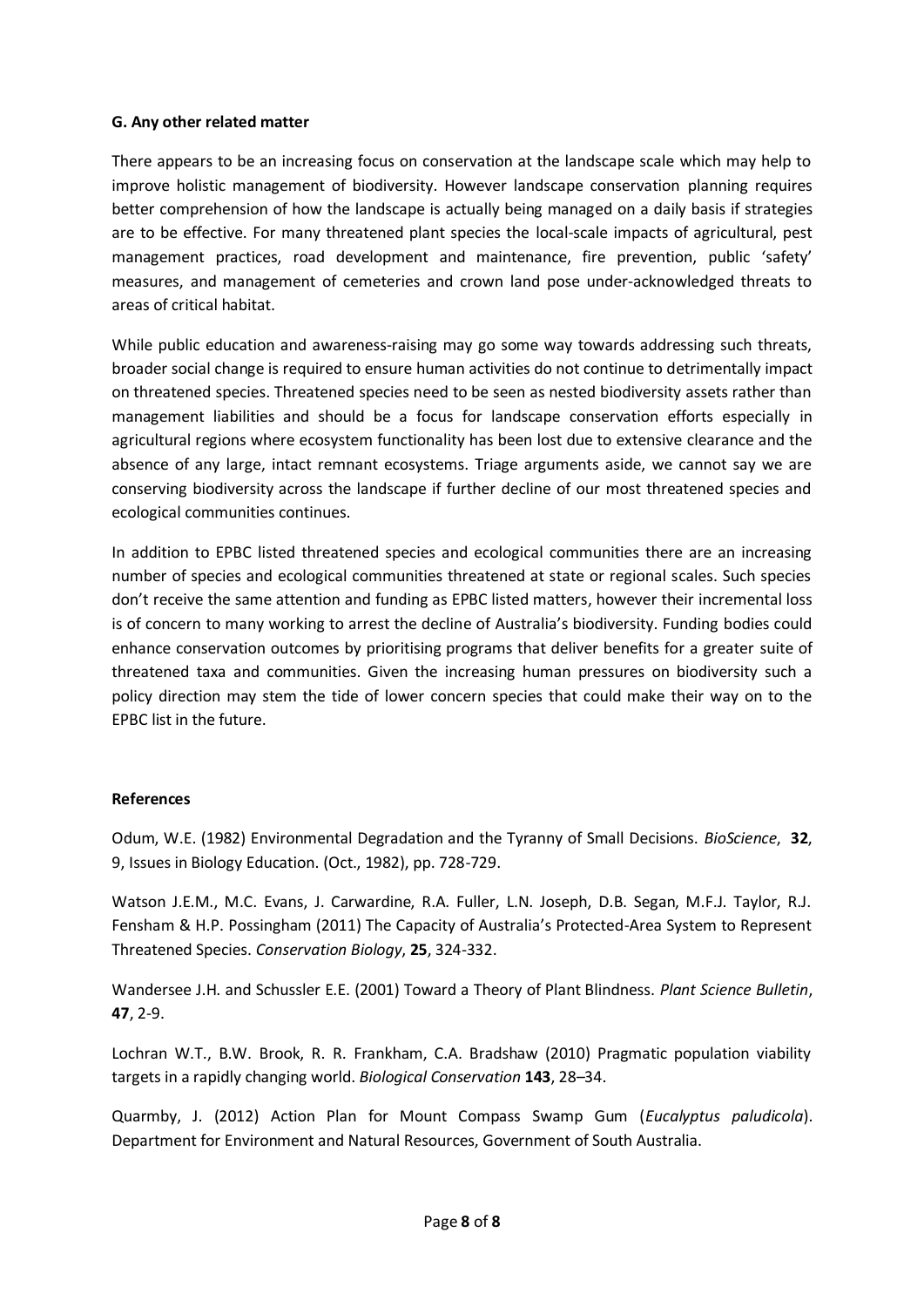**G. Any other related matter**

There appears to be an increasing focus on conservation at the landscape scale which may help to improve holistic management of biodiversity. However landscape conservation planning requires better comprehension of how the landscape is actually being managed on a daily basis if strategies are to be effective. For many threatened plant species the local-scale impacts of agricultural, pest management practices, road development and maintenance, fire prevention, public 'safety' measures, and management of cemeteries and crown land pose under-acknowledged threats to areas of critical habitat.

While public education and awareness-raising may go some way towards addressing such threats, broader social change is required to ensure human activities do not continue to detrimentally impact on threatened species. Threatened species need to be seen as nested biodiversity assets rather than management liabilities and should be a focus for landscape conservation efforts especially in agricultural regions where ecosystem functionality has been lost due to extensive clearance and the absence of any large, intact remnant ecosystems. Triage arguments aside, we cannot say we are conserving biodiversity across the landscape if further decline of our most threatened species and ecological communities continues.

In addition to EPBC listed threatened species and ecological communities there are an increasing number of species and ecological communities threatened at state or regional scales. Such species don't receive the same attention and funding as EPBC listed matters, however their incremental loss is of concern to many working to arrest the decline of Australia's biodiversity. Funding bodies could enhance conservation outcomes by prioritising programs that deliver benefits for a greater suite of threatened taxa and communities. Given the increasing human pressures on biodiversity such a policy direction may stem the tide of lower concern species that could make their way on to the EPBC list in the future.

**References**

Odum, W.E. (1982) Environmental Degradation and the Tyranny of Small Decisions. *BioScience*, **32**, 9, Issues in Biology Education. (Oct., 1982), pp. 728-729.

Watson J.E.M., M.C. Evans, J. Carwardine, R.A. Fuller, L.N. Joseph, D.B. Segan, M.F.J. Taylor, R.J. Fensham & H.P. Possingham (2011) The Capacity of Australia's Protected-Area System to Represent Threatened Species. *Conservation Biology*, **25**, 324-332.

Wandersee J.H. and Schussler E.E. (2001) Toward a Theory of Plant Blindness. *Plant Science Bulletin*, **47**, 2-9.

Lochran W.T., B.W. Brook, R. R. Frankham, C.A. Bradshaw (2010) Pragmatic population viability targets in a rapidly changing world. *Biological Conservation* **143**, 28–34.

Quarmby, J. (2012) Action Plan for Mount Compass Swamp Gum (*Eucalyptus paludicola*). Department for Environment and Natural Resources, Government of South Australia.